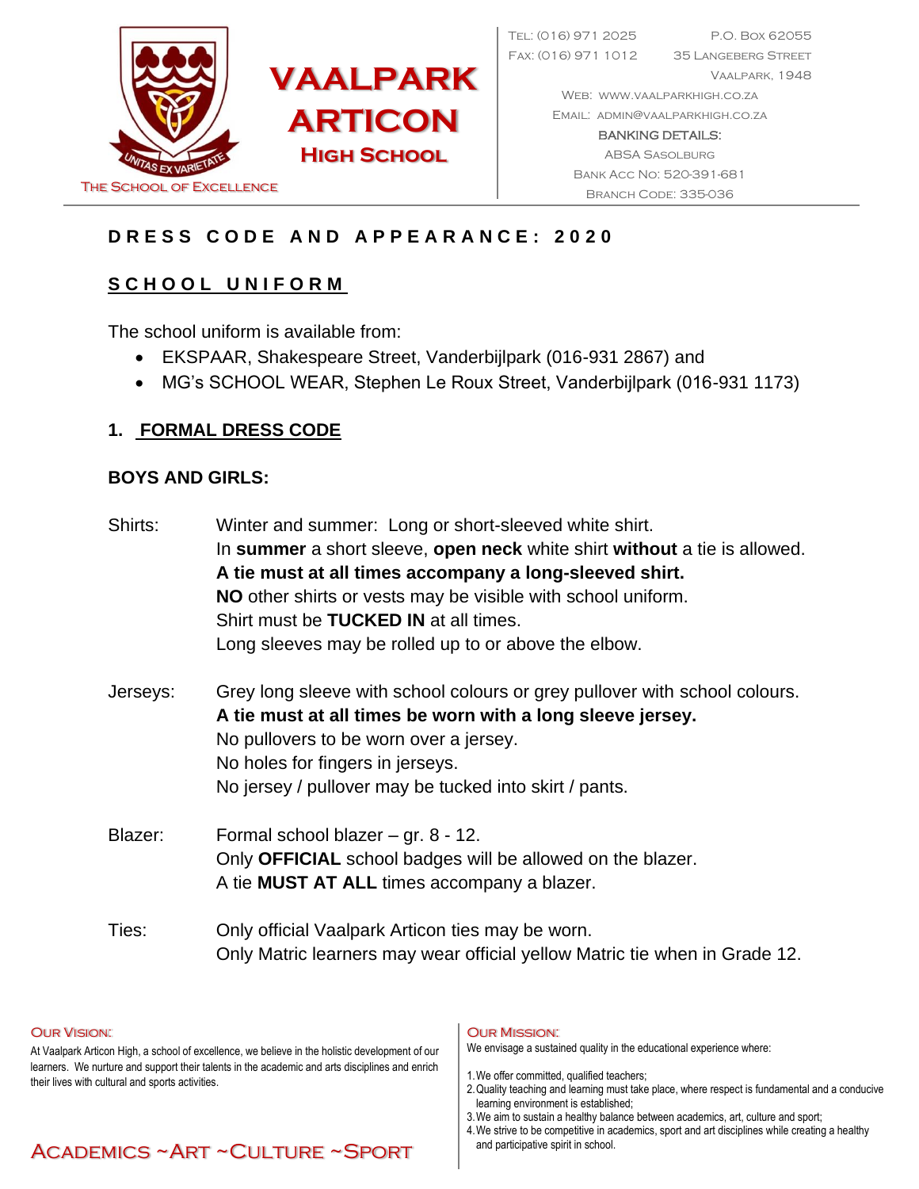# VAALPARK ARTICON HIGH SCHOOL

THE SCHOOL OF EXCELLENCE

TEL: (016) 971 2025
FAX: (016) 971 1012
P.O. BOX 62055
35 LANGEBERG STREET
VAALPARK, 1948
WEB: WWW.VAALPARKHIGH.CO.ZA
EMAIL: ADMIN@VAALPARKHIGH.CO.ZA
BANKING DETAILS:
ABSA SASOLBURG
BANK ACC NO: 520-391-681
BRANCH CODE: 335-036

## DRESS CODE AND APPEARANCE: 2020

### SCHOOL UNIFORM

The school uniform is available from:

- EKSPAAR, Shakespeare Street, Vanderbijlpark (016-931 2867) and
- MG's SCHOOL WEAR, Stephen Le Roux Street, Vanderbijlpark (016-931 1173)

### 1. FORMAL DRESS CODE

**BOYS AND GIRLS:**

Shirts:
Winter and summer: Long or short-sleeved white shirt.
In **summer** a short sleeve, **open neck** white shirt **without** a tie is allowed.
**A tie must at all times accompany a long-sleeved shirt.**
**NO** other shirts or vests may be visible with school uniform.
Shirt must be **TUCKED IN** at all times.
Long sleeves may be rolled up to or above the elbow.

Jerseys:
Grey long sleeve with school colours or grey pullover with school colours.
**A tie must at all times be worn with a long sleeve jersey.**
No pullovers to be worn over a jersey.
No holes for fingers in jerseys.
No jersey / pullover may be tucked into skirt / pants.

Blazer:
Formal school blazer – gr. 8 - 12.
Only **OFFICIAL** school badges will be allowed on the blazer.
A tie **MUST AT ALL** times accompany a blazer.

Ties:
Only official Vaalpark Articon ties may be worn.
Only Matric learners may wear official yellow Matric tie when in Grade 12.

OUR VISION:
At Vaalpark Articon High, a school of excellence, we believe in the holistic development of our learners. We nurture and support their talents in the academic and arts disciplines and enrich their lives with cultural and sports activities.

ACADEMICS ~ART ~CULTURE ~SPORT

OUR MISSION:
We envisage a sustained quality in the educational experience where:

1. We offer committed, qualified teachers;
2. Quality teaching and learning must take place, where respect is fundamental and a conducive learning environment is established;
3. We aim to sustain a healthy balance between academics, art, culture and sport;
4. We strive to be competitive in academics, sport and art disciplines while creating a healthy and participative spirit in school.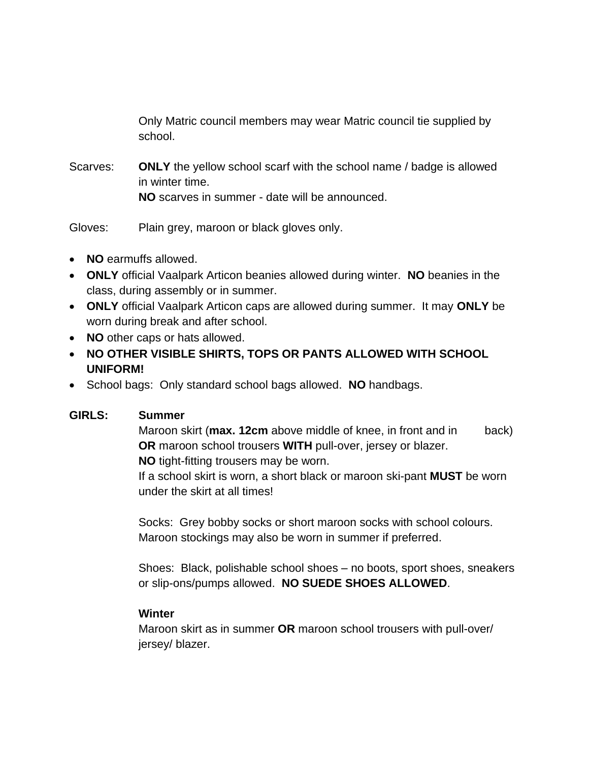Only Matric council members may wear Matric council tie supplied by school.

Scarves: **ONLY** the yellow school scarf with the school name / badge is allowed in winter time.
**NO** scarves in summer - date will be announced.

Gloves: Plain grey, maroon or black gloves only.

- **NO** earmuffs allowed.
- **ONLY** official Vaalpark Articon beanies allowed during winter. **NO** beanies in the class, during assembly or in summer.
- **ONLY** official Vaalpark Articon caps are allowed during summer. It may **ONLY** be worn during break and after school.
- **NO** other caps or hats allowed.
- **NO OTHER VISIBLE SHIRTS, TOPS OR PANTS ALLOWED WITH SCHOOL UNIFORM!**
- School bags: Only standard school bags allowed. **NO** handbags.

**GIRLS:** **Summer**

Maroon skirt (**max. 12cm** above middle of knee, in front and in back) **OR** maroon school trousers **WITH** pull-over, jersey or blazer.
**NO** tight-fitting trousers may be worn.
If a school skirt is worn, a short black or maroon ski-pant **MUST** be worn under the skirt at all times!

Socks: Grey bobby socks or short maroon socks with school colours. Maroon stockings may also be worn in summer if preferred.

Shoes: Black, polishable school shoes – no boots, sport shoes, sneakers or slip-ons/pumps allowed. **NO SUEDE SHOES ALLOWED**.

**Winter**

Maroon skirt as in summer **OR** maroon school trousers with pull-over/ jersey/ blazer.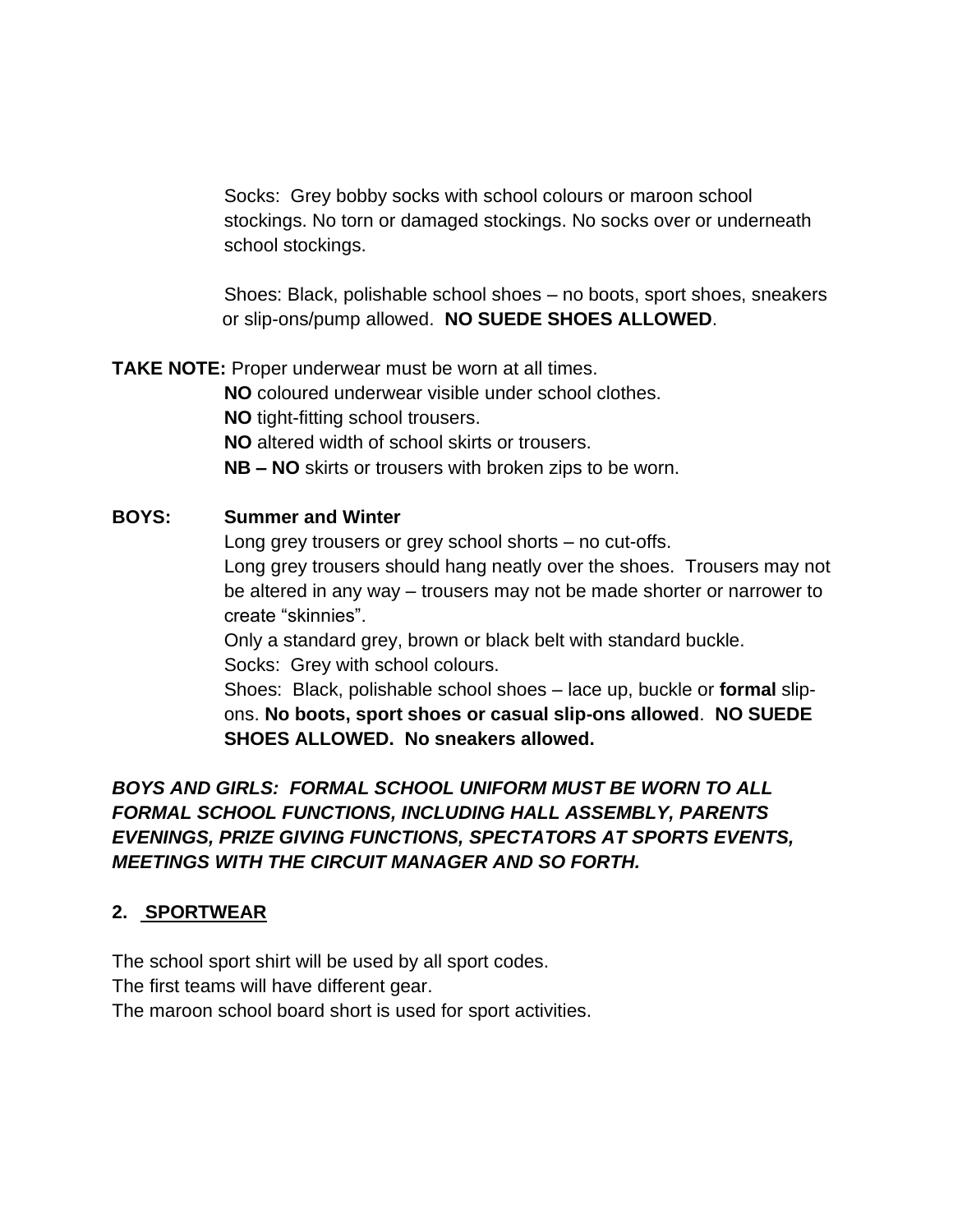Socks: Grey bobby socks with school colours or maroon school stockings. No torn or damaged stockings. No socks over or underneath school stockings.

Shoes: Black, polishable school shoes – no boots, sport shoes, sneakers or slip-ons/pump allowed. **NO SUEDE SHOES ALLOWED**.

**TAKE NOTE:** Proper underwear must be worn at all times.
**NO** coloured underwear visible under school clothes.
**NO** tight-fitting school trousers.
**NO** altered width of school skirts or trousers.
**NB – NO** skirts or trousers with broken zips to be worn.

**BOYS: Summer and Winter**

Long grey trousers or grey school shorts – no cut-offs.
Long grey trousers should hang neatly over the shoes. Trousers may not be altered in any way – trousers may not be made shorter or narrower to create "skinnies".
Only a standard grey, brown or black belt with standard buckle.
Socks: Grey with school colours.
Shoes: Black, polishable school shoes – lace up, buckle or **formal** slip-ons. **No boots, sport shoes or casual slip-ons allowed**. **NO SUEDE SHOES ALLOWED. No sneakers allowed.**

***BOYS AND GIRLS: FORMAL SCHOOL UNIFORM MUST BE WORN TO ALL FORMAL SCHOOL FUNCTIONS, INCLUDING HALL ASSEMBLY, PARENTS EVENINGS, PRIZE GIVING FUNCTIONS, SPECTATORS AT SPORTS EVENTS, MEETINGS WITH THE CIRCUIT MANAGER AND SO FORTH.***

## 2. SPORTWEAR

The school sport shirt will be used by all sport codes.
The first teams will have different gear.
The maroon school board short is used for sport activities.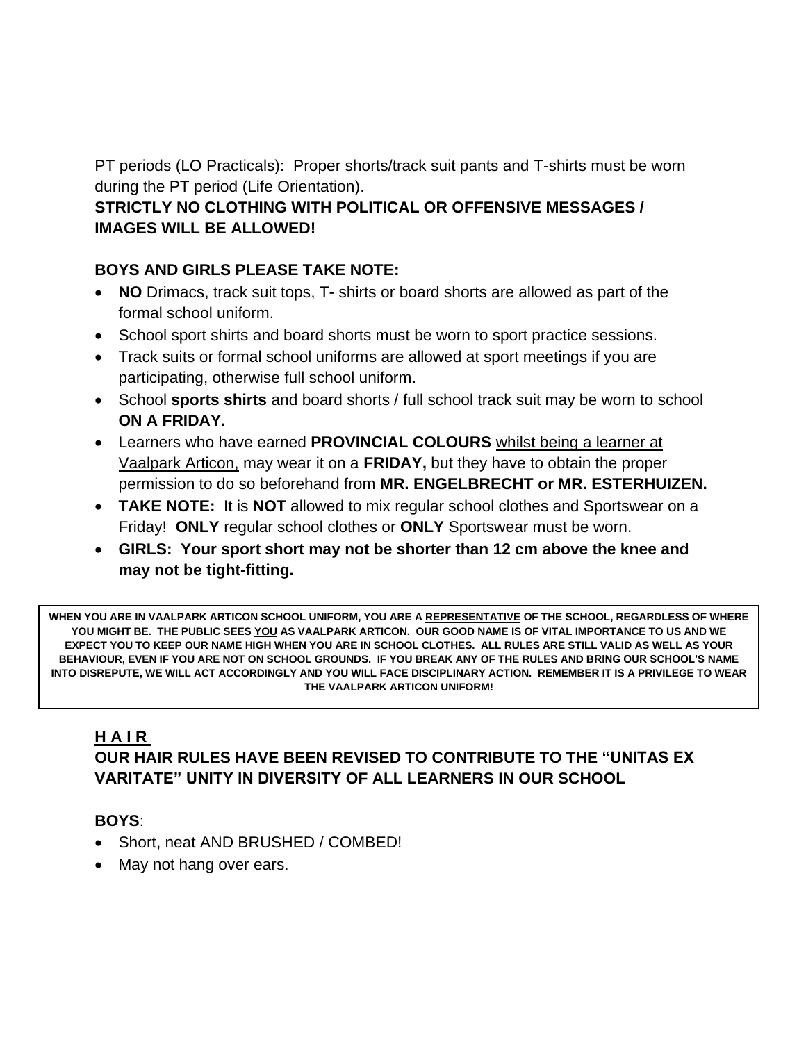PT periods (LO Practicals): Proper shorts/track suit pants and T-shirts must be worn during the PT period (Life Orientation).

**STRICTLY NO CLOTHING WITH POLITICAL OR OFFENSIVE MESSAGES / IMAGES WILL BE ALLOWED!**

**BOYS AND GIRLS PLEASE TAKE NOTE:**

- **NO** Drimacs, track suit tops, T- shirts or board shorts are allowed as part of the formal school uniform.
- School sport shirts and board shorts must be worn to sport practice sessions.
- Track suits or formal school uniforms are allowed at sport meetings if you are participating, otherwise full school uniform.
- School **sports shirts** and board shorts / full school track suit may be worn to school **ON A FRIDAY.**
- Learners who have earned **PROVINCIAL COLOURS** <u>whilst being a learner at Vaalpark Articon,</u> may wear it on a **FRIDAY,** but they have to obtain the proper permission to do so beforehand from **MR. ENGELBRECHT or MR. ESTERHUIZEN.**
- **TAKE NOTE:** It is **NOT** allowed to mix regular school clothes and Sportswear on a Friday! **ONLY** regular school clothes or **ONLY** Sportswear must be worn.
- **GIRLS: Your sport short may not be shorter than 12 cm above the knee and may not be tight-fitting.**

**WHEN YOU ARE IN VAALPARK ARTICON SCHOOL UNIFORM, YOU ARE A <u>REPRESENTATIVE</u> OF THE SCHOOL, REGARDLESS OF WHERE YOU MIGHT BE. THE PUBLIC SEES <u>YOU</u> AS VAALPARK ARTICON. OUR GOOD NAME IS OF VITAL IMPORTANCE TO US AND WE EXPECT YOU TO KEEP OUR NAME HIGH WHEN YOU ARE IN SCHOOL CLOTHES. ALL RULES ARE STILL VALID AS WELL AS YOUR BEHAVIOUR, EVEN IF YOU ARE NOT ON SCHOOL GROUNDS. IF YOU BREAK ANY OF THE RULES AND BRING OUR SCHOOL'S NAME INTO DISREPUTE, WE WILL ACT ACCORDINGLY AND YOU WILL FACE DISCIPLINARY ACTION. REMEMBER IT IS A PRIVILEGE TO WEAR THE VAALPARK ARTICON UNIFORM!**

## H A I R

**OUR HAIR RULES HAVE BEEN REVISED TO CONTRIBUTE TO THE "UNITAS EX VARITATE" UNITY IN DIVERSITY OF ALL LEARNERS IN OUR SCHOOL**

**BOYS**:

- Short, neat AND BRUSHED / COMBED!
- May not hang over ears.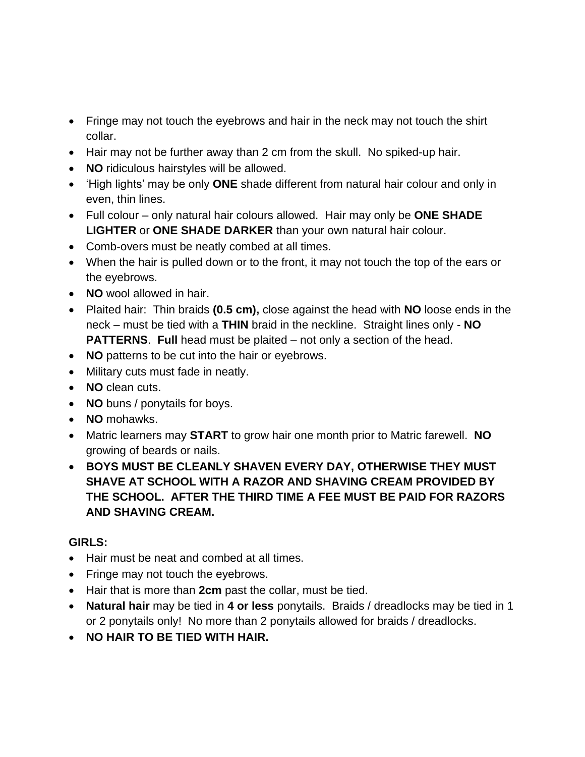- Fringe may not touch the eyebrows and hair in the neck may not touch the shirt collar.
- Hair may not be further away than 2 cm from the skull. No spiked-up hair.
- **NO** ridiculous hairstyles will be allowed.
- 'High lights' may be only **ONE** shade different from natural hair colour and only in even, thin lines.
- Full colour – only natural hair colours allowed. Hair may only be **ONE SHADE LIGHTER** or **ONE SHADE DARKER** than your own natural hair colour.
- Comb-overs must be neatly combed at all times.
- When the hair is pulled down or to the front, it may not touch the top of the ears or the eyebrows.
- **NO** wool allowed in hair.
- Plaited hair: Thin braids **(0.5 cm),** close against the head with **NO** loose ends in the neck – must be tied with a **THIN** braid in the neckline. Straight lines only - **NO PATTERNS**. **Full** head must be plaited – not only a section of the head.
- **NO** patterns to be cut into the hair or eyebrows.
- Military cuts must fade in neatly.
- **NO** clean cuts.
- **NO** buns / ponytails for boys.
- **NO** mohawks.
- Matric learners may **START** to grow hair one month prior to Matric farewell. **NO** growing of beards or nails.
- **BOYS MUST BE CLEANLY SHAVEN EVERY DAY, OTHERWISE THEY MUST SHAVE AT SCHOOL WITH A RAZOR AND SHAVING CREAM PROVIDED BY THE SCHOOL. AFTER THE THIRD TIME A FEE MUST BE PAID FOR RAZORS AND SHAVING CREAM.**

**GIRLS:**

- Hair must be neat and combed at all times.
- Fringe may not touch the eyebrows.
- Hair that is more than **2cm** past the collar, must be tied.
- **Natural hair** may be tied in **4 or less** ponytails. Braids / dreadlocks may be tied in 1 or 2 ponytails only! No more than 2 ponytails allowed for braids / dreadlocks.
- **NO HAIR TO BE TIED WITH HAIR.**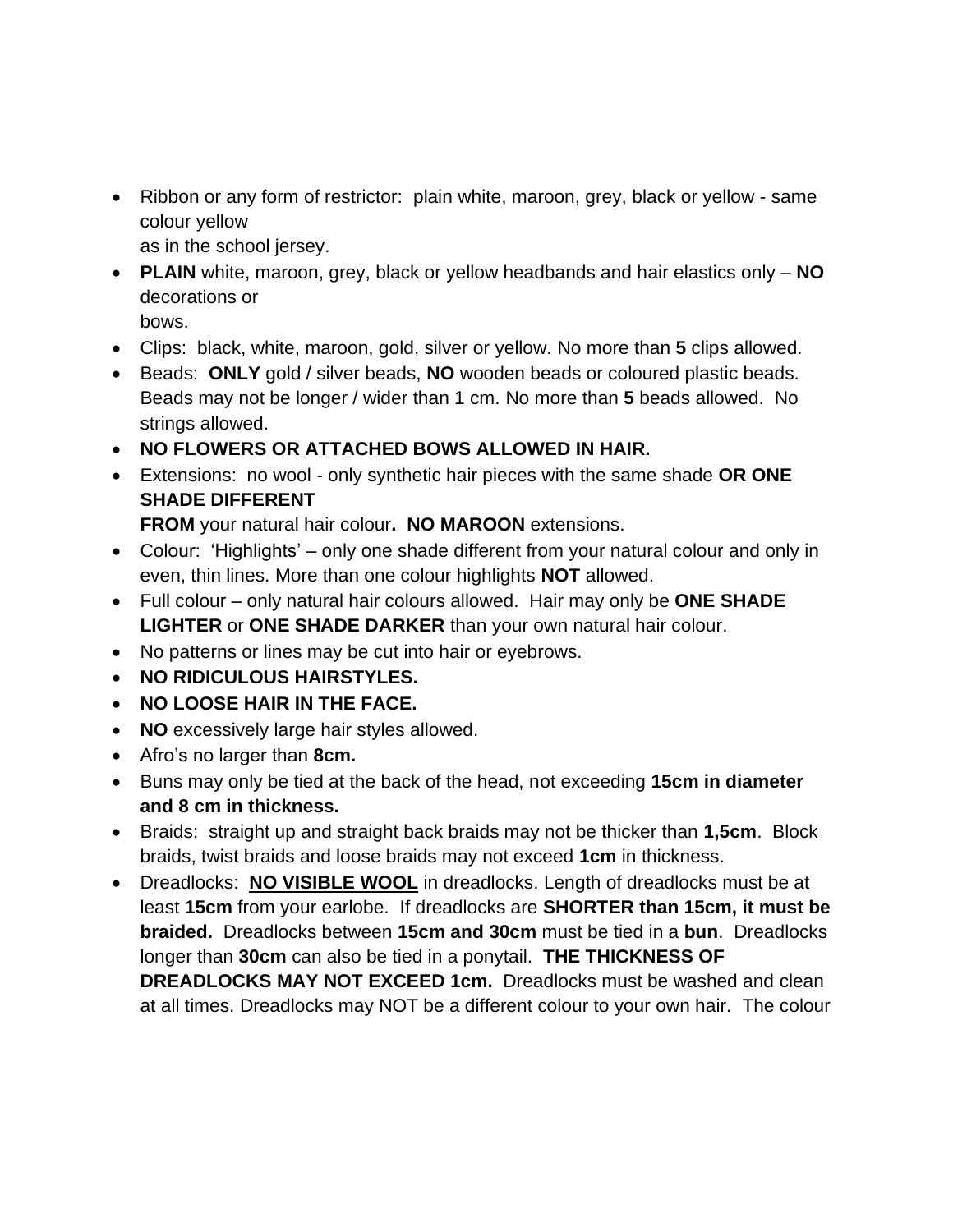- Ribbon or any form of restrictor: plain white, maroon, grey, black or yellow - same colour yellow as in the school jersey.
- **PLAIN** white, maroon, grey, black or yellow headbands and hair elastics only – **NO** decorations or bows.
- Clips: black, white, maroon, gold, silver or yellow. No more than **5** clips allowed.
- Beads: **ONLY** gold / silver beads, **NO** wooden beads or coloured plastic beads. Beads may not be longer / wider than 1 cm. No more than **5** beads allowed. No strings allowed.
- **NO FLOWERS OR ATTACHED BOWS ALLOWED IN HAIR.**
- Extensions: no wool - only synthetic hair pieces with the same shade **OR ONE SHADE DIFFERENT FROM** your natural hair colour**. NO MAROON** extensions.
- Colour: 'Highlights' – only one shade different from your natural colour and only in even, thin lines. More than one colour highlights **NOT** allowed.
- Full colour – only natural hair colours allowed. Hair may only be **ONE SHADE LIGHTER** or **ONE SHADE DARKER** than your own natural hair colour.
- No patterns or lines may be cut into hair or eyebrows.
- **NO RIDICULOUS HAIRSTYLES.**
- **NO LOOSE HAIR IN THE FACE.**
- **NO** excessively large hair styles allowed.
- Afro's no larger than **8cm.**
- Buns may only be tied at the back of the head, not exceeding **15cm in diameter and 8 cm in thickness.**
- Braids: straight up and straight back braids may not be thicker than **1,5cm**. Block braids, twist braids and loose braids may not exceed **1cm** in thickness.
- Dreadlocks: <u>**NO VISIBLE WOOL**</u> in dreadlocks. Length of dreadlocks must be at least **15cm** from your earlobe. If dreadlocks are **SHORTER than 15cm, it must be braided.** Dreadlocks between **15cm and 30cm** must be tied in a **bun**. Dreadlocks longer than **30cm** can also be tied in a ponytail. **THE THICKNESS OF DREADLOCKS MAY NOT EXCEED 1cm.** Dreadlocks must be washed and clean at all times. Dreadlocks may NOT be a different colour to your own hair. The colour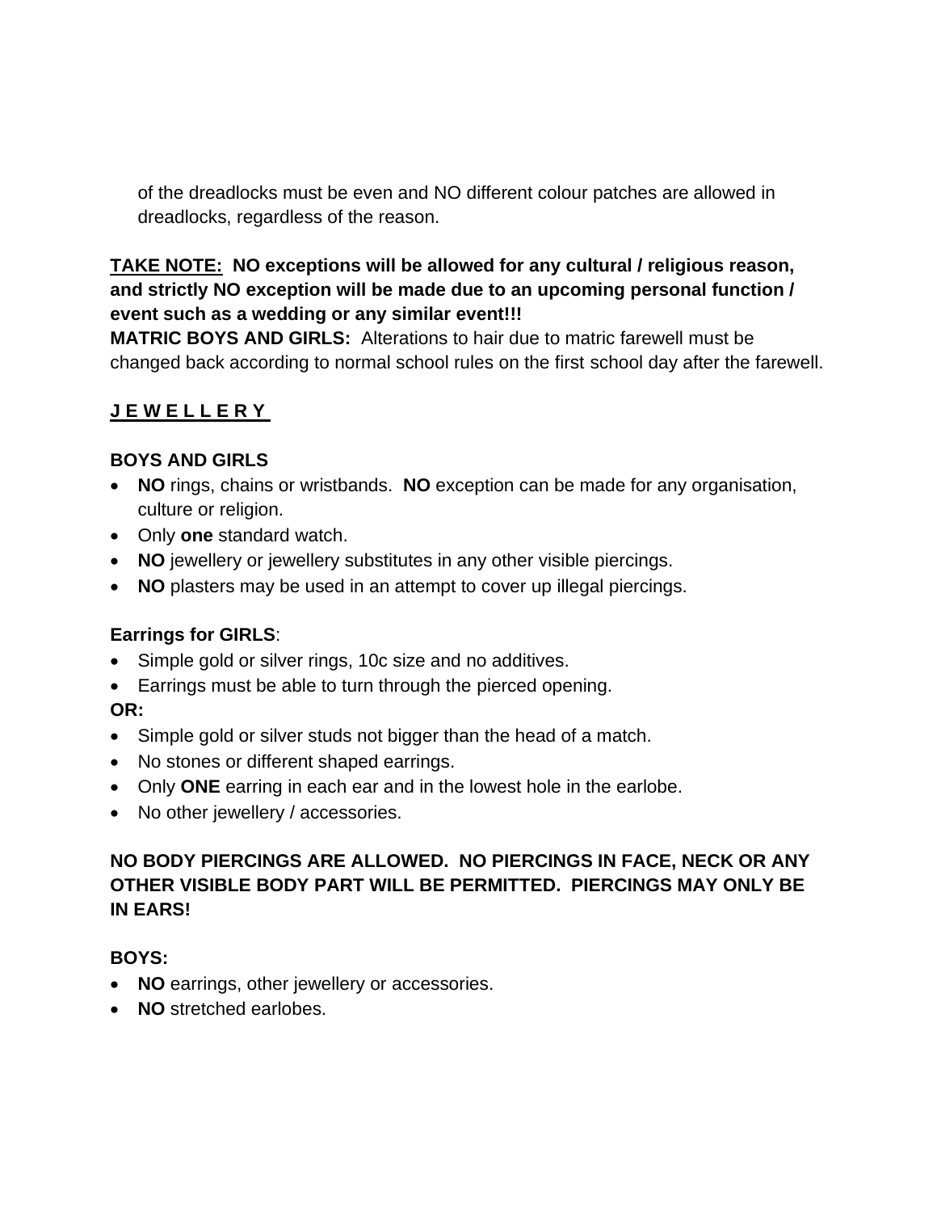of the dreadlocks must be even and NO different colour patches are allowed in dreadlocks, regardless of the reason.

**<u>TAKE NOTE:</u> NO exceptions will be allowed for any cultural / religious reason, and strictly NO exception will be made due to an upcoming personal function / event such as a wedding or any similar event!!!**

**MATRIC BOYS AND GIRLS:** Alterations to hair due to matric farewell must be changed back according to normal school rules on the first school day after the farewell.

## <u>J E W E L L E R Y</u>

**BOYS AND GIRLS**

- **NO** rings, chains or wristbands. **NO** exception can be made for any organisation, culture or religion.
- Only **one** standard watch.
- **NO** jewellery or jewellery substitutes in any other visible piercings.
- **NO** plasters may be used in an attempt to cover up illegal piercings.

**Earrings for GIRLS**:

- Simple gold or silver rings, 10c size and no additives.
- Earrings must be able to turn through the pierced opening.

**OR:**

- Simple gold or silver studs not bigger than the head of a match.
- No stones or different shaped earrings.
- Only **ONE** earring in each ear and in the lowest hole in the earlobe.
- No other jewellery / accessories.

**NO BODY PIERCINGS ARE ALLOWED. NO PIERCINGS IN FACE, NECK OR ANY OTHER VISIBLE BODY PART WILL BE PERMITTED. PIERCINGS MAY ONLY BE IN EARS!**

**BOYS:**

- **NO** earrings, other jewellery or accessories.
- **NO** stretched earlobes.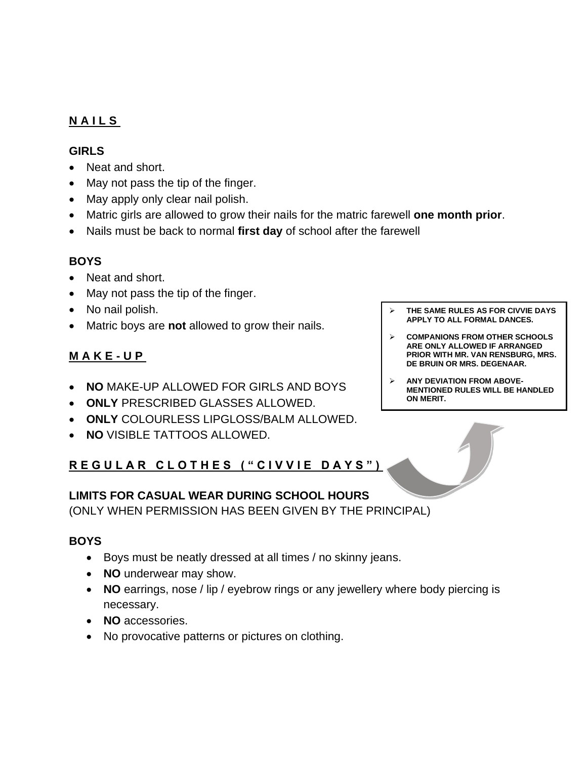## NAILS

### GIRLS

- Neat and short.
- May not pass the tip of the finger.
- May apply only clear nail polish.
- Matric girls are allowed to grow their nails for the matric farewell **one month prior**.
- Nails must be back to normal **first day** of school after the farewell

### BOYS

- Neat and short.
- May not pass the tip of the finger.
- No nail polish.
- Matric boys are **not** allowed to grow their nails.

## MAKE-UP

- **NO** MAKE-UP ALLOWED FOR GIRLS AND BOYS
- **ONLY** PRESCRIBED GLASSES ALLOWED.
- **ONLY** COLOURLESS LIPGLOSS/BALM ALLOWED.
- **NO** VISIBLE TATTOOS ALLOWED.

## REGULAR CLOTHES ("CIVVIE DAYS")

- **THE SAME RULES AS FOR CIVVIE DAYS APPLY TO ALL FORMAL DANCES.**
- **COMPANIONS FROM OTHER SCHOOLS ARE ONLY ALLOWED IF ARRANGED PRIOR WITH MR. VAN RENSBURG, MRS. DE BRUIN OR MRS. DEGENAAR.**
- **ANY DEVIATION FROM ABOVE-MENTIONED RULES WILL BE HANDLED ON MERIT.**

### LIMITS FOR CASUAL WEAR DURING SCHOOL HOURS

(ONLY WHEN PERMISSION HAS BEEN GIVEN BY THE PRINCIPAL)

### BOYS

- Boys must be neatly dressed at all times / no skinny jeans.
- **NO** underwear may show.
- **NO** earrings, nose / lip / eyebrow rings or any jewellery where body piercing is necessary.
- **NO** accessories.
- No provocative patterns or pictures on clothing.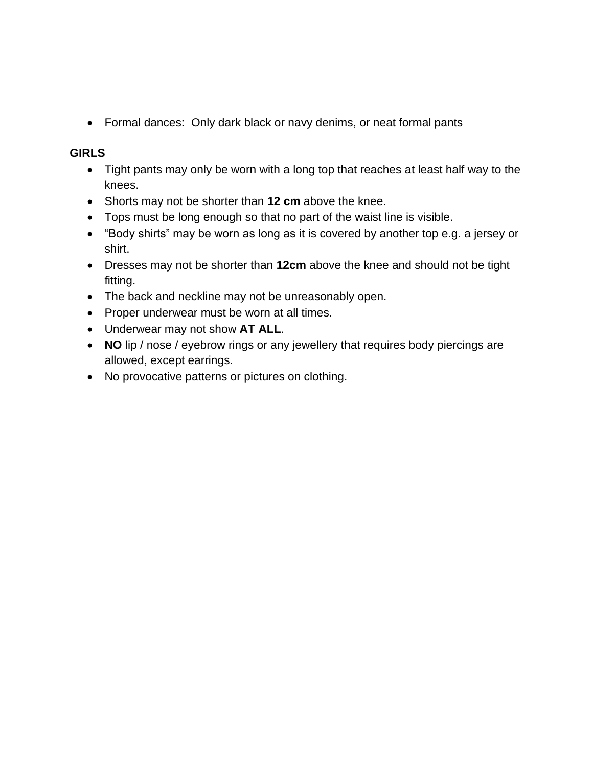- Formal dances: Only dark black or navy denims, or neat formal pants

**GIRLS**

- Tight pants may only be worn with a long top that reaches at least half way to the knees.
- Shorts may not be shorter than **12 cm** above the knee.
- Tops must be long enough so that no part of the waist line is visible.
- "Body shirts" may be worn as long as it is covered by another top e.g. a jersey or shirt.
- Dresses may not be shorter than **12cm** above the knee and should not be tight fitting.
- The back and neckline may not be unreasonably open.
- Proper underwear must be worn at all times.
- Underwear may not show **AT ALL**.
- **NO** lip / nose / eyebrow rings or any jewellery that requires body piercings are allowed, except earrings.
- No provocative patterns or pictures on clothing.